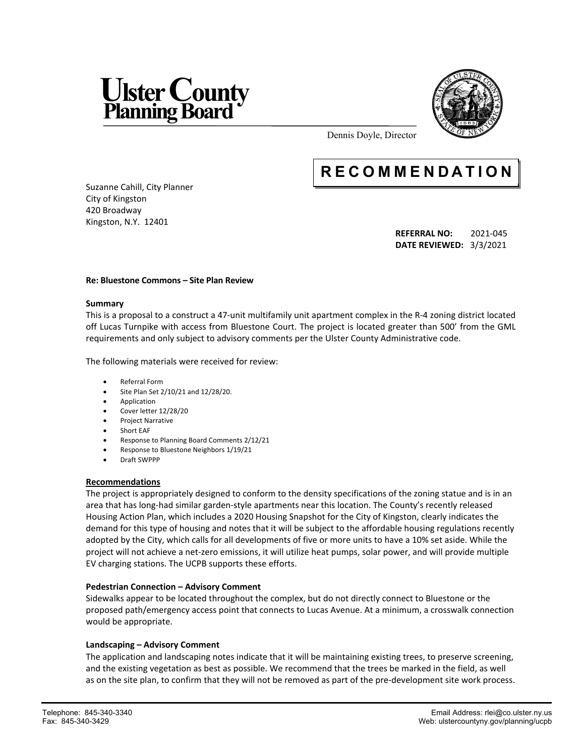# Ulster County Planning Board

Dennis Doyle, Director

## RECOMMENDATION

Suzanne Cahill, City Planner
City of Kingston
420 Broadway
Kingston, N.Y. 12401

**REFERRAL NO:** 2021-045
**DATE REVIEWED:** 3/3/2021

**Re: Bluestone Commons – Site Plan Review**

**Summary**

This is a proposal to a construct a 47-unit multifamily unit apartment complex in the R-4 zoning district located off Lucas Turnpike with access from Bluestone Court. The project is located greater than 500' from the GML requirements and only subject to advisory comments per the Ulster County Administrative code.

The following materials were received for review:

- Referral Form
- Site Plan Set 2/10/21 and 12/28/20.
- Application
- Cover letter 12/28/20
- Project Narrative
- Short EAF
- Response to Planning Board Comments 2/12/21
- Response to Bluestone Neighbors 1/19/21
- Draft SWPPP

**Recommendations**

The project is appropriately designed to conform to the density specifications of the zoning statue and is in an area that has long-had similar garden-style apartments near this location. The County's recently released Housing Action Plan, which includes a 2020 Housing Snapshot for the City of Kingston, clearly indicates the demand for this type of housing and notes that it will be subject to the affordable housing regulations recently adopted by the City, which calls for all developments of five or more units to have a 10% set aside. While the project will not achieve a net-zero emissions, it will utilize heat pumps, solar power, and will provide multiple EV charging stations. The UCPB supports these efforts.

**Pedestrian Connection – Advisory Comment**

Sidewalks appear to be located throughout the complex, but do not directly connect to Bluestone or the proposed path/emergency access point that connects to Lucas Avenue. At a minimum, a crosswalk connection would be appropriate.

**Landscaping – Advisory Comment**

The application and landscaping notes indicate that it will be maintaining existing trees, to preserve screening, and the existing vegetation as best as possible. We recommend that the trees be marked in the field, as well as on the site plan, to confirm that they will not be removed as part of the pre-development site work process.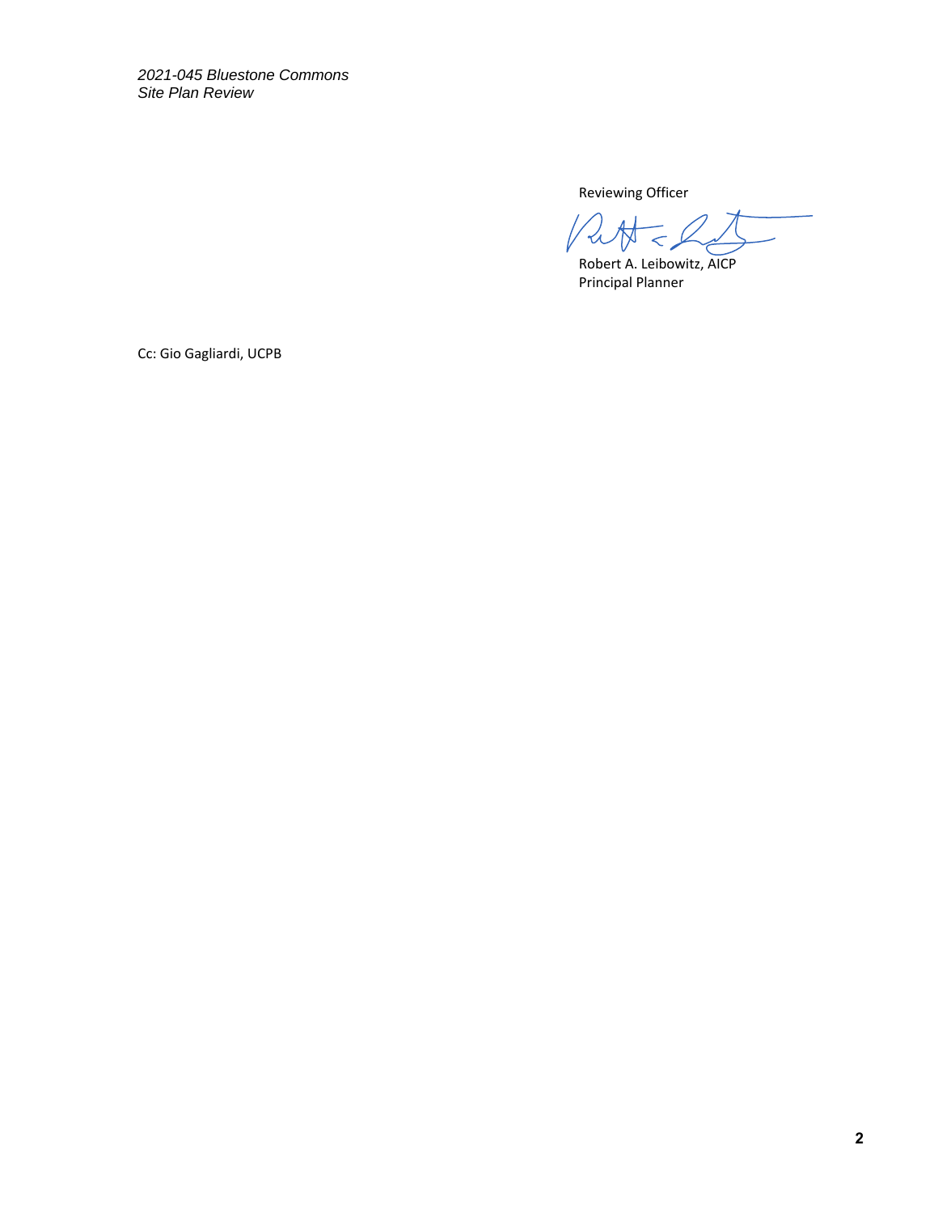Reviewing Officer

Robert A. Leibowitz, AICP
Principal Planner

Cc: Gio Gagliardi, UCPB